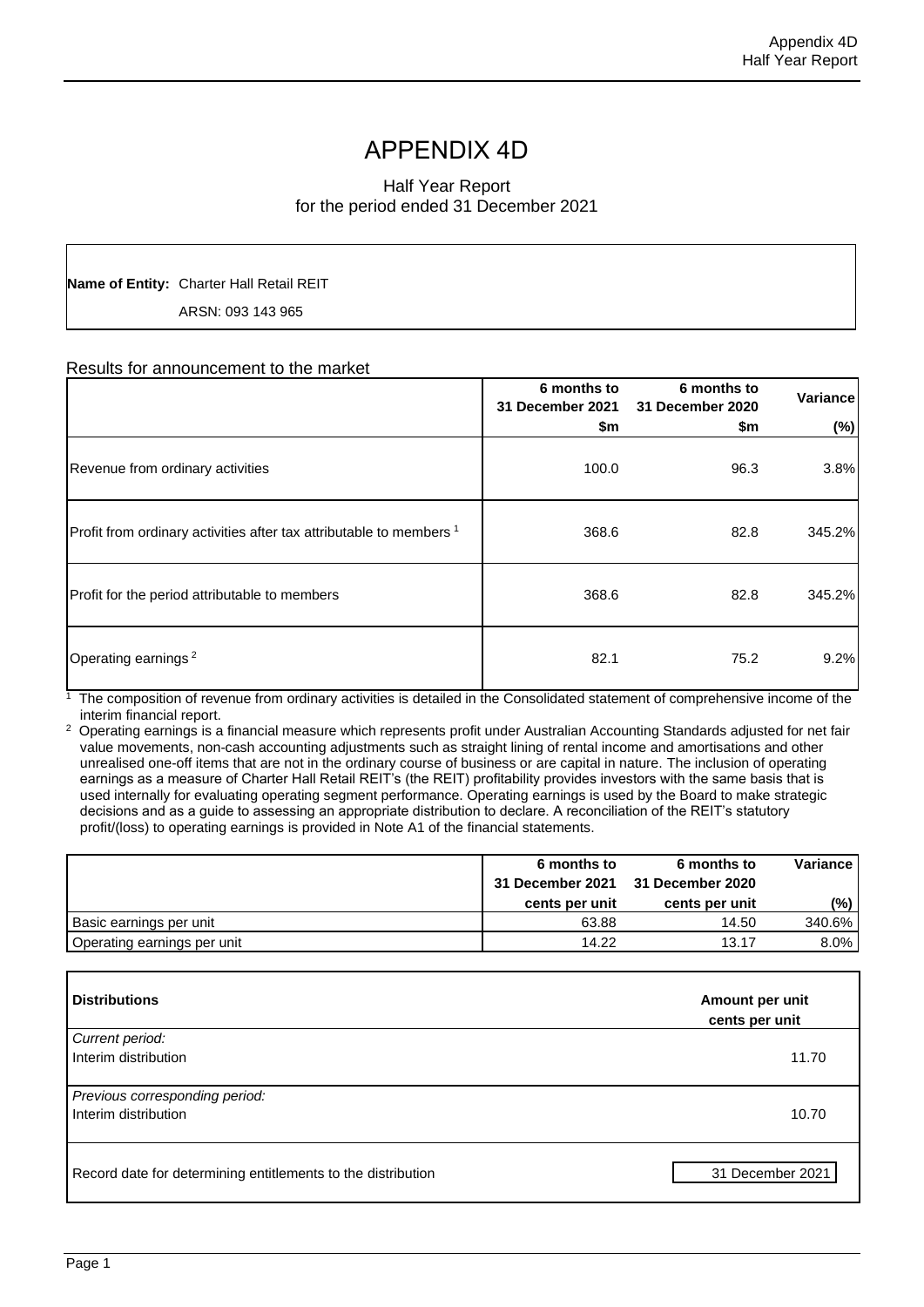# APPENDIX 4D

Half Year Report
for the period ended 31 December 2021

**Name of Entity:** Charter Hall Retail REIT

ARSN: 093 143 965

## Results for announcement to the market

| | 6 months to 31 December 2021 $m | 6 months to 31 December 2020 $m | Variance (%) |
|---|---|---|---|
| Revenue from ordinary activities | 100.0 | 96.3 | 3.8% |
| Profit from ordinary activities after tax attributable to members [1] | 368.6 | 82.8 | 345.2% |
| Profit for the period attributable to members | 368.6 | 82.8 | 345.2% |
| Operating earnings [2] | 82.1 | 75.2 | 9.2% |

[1] The composition of revenue from ordinary activities is detailed in the Consolidated statement of comprehensive income of the interim financial report.

[2] Operating earnings is a financial measure which represents profit under Australian Accounting Standards adjusted for net fair value movements, non-cash accounting adjustments such as straight lining of rental income and amortisations and other unrealised one-off items that are not in the ordinary course of business or are capital in nature. The inclusion of operating earnings as a measure of Charter Hall Retail REIT's (the REIT) profitability provides investors with the same basis that is used internally for evaluating operating segment performance. Operating earnings is used by the Board to make strategic decisions and as a guide to assessing an appropriate distribution to declare. A reconciliation of the REIT's statutory profit/(loss) to operating earnings is provided in Note A1 of the financial statements.

| | 6 months to 31 December 2021 cents per unit | 6 months to 31 December 2020 cents per unit | Variance (%) |
|---|---|---|---|
| Basic earnings per unit | 63.88 | 14.50 | 340.6% |
| Operating earnings per unit | 14.22 | 13.17 | 8.0% |

| **Distributions** | **Amount per unit cents per unit** |
|---|---|
| *Current period:* | |
| Interim distribution | 11.70 |
| *Previous corresponding period:* | |
| Interim distribution | 10.70 |
| Record date for determining entitlements to the distribution | 31 December 2021 |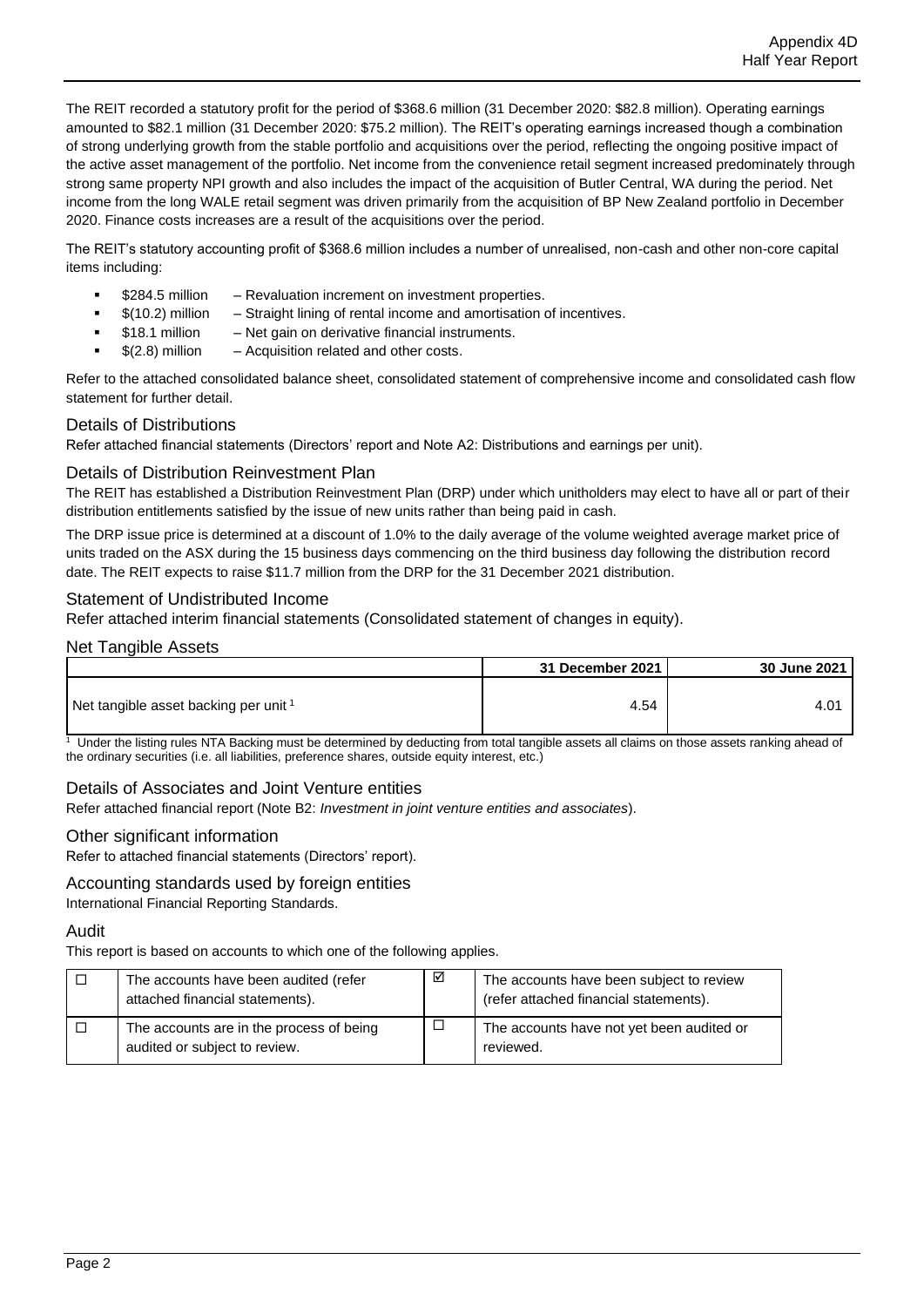The REIT recorded a statutory profit for the period of $368.6 million (31 December 2020: $82.8 million). Operating earnings amounted to $82.1 million (31 December 2020: $75.2 million). The REIT's operating earnings increased though a combination of strong underlying growth from the stable portfolio and acquisitions over the period, reflecting the ongoing positive impact of the active asset management of the portfolio. Net income from the convenience retail segment increased predominately through strong same property NPI growth and also includes the impact of the acquisition of Butler Central, WA during the period. Net income from the long WALE retail segment was driven primarily from the acquisition of BP New Zealand portfolio in December 2020. Finance costs increases are a result of the acquisitions over the period.

The REIT's statutory accounting profit of $368.6 million includes a number of unrealised, non-cash and other non-core capital items including:

- $284.5 million – Revaluation increment on investment properties.
- $(10.2) million – Straight lining of rental income and amortisation of incentives.
- $18.1 million – Net gain on derivative financial instruments.
- $(2.8) million – Acquisition related and other costs.

Refer to the attached consolidated balance sheet, consolidated statement of comprehensive income and consolidated cash flow statement for further detail.

## Details of Distributions

Refer attached financial statements (Directors' report and Note A2: Distributions and earnings per unit).

## Details of Distribution Reinvestment Plan

The REIT has established a Distribution Reinvestment Plan (DRP) under which unitholders may elect to have all or part of their distribution entitlements satisfied by the issue of new units rather than being paid in cash.

The DRP issue price is determined at a discount of 1.0% to the daily average of the volume weighted average market price of units traded on the ASX during the 15 business days commencing on the third business day following the distribution record date. The REIT expects to raise $11.7 million from the DRP for the 31 December 2021 distribution.

## Statement of Undistributed Income

Refer attached interim financial statements (Consolidated statement of changes in equity).

## Net Tangible Assets

| | 31 December 2021 | 30 June 2021 |
|---|---|---|
| Net tangible asset backing per unit [1] | 4.54 | 4.01 |

[1] Under the listing rules NTA Backing must be determined by deducting from total tangible assets all claims on those assets ranking ahead of the ordinary securities (i.e. all liabilities, preference shares, outside equity interest, etc.)

## Details of Associates and Joint Venture entities

Refer attached financial report (Note B2: *Investment in joint venture entities and associates*).

## Other significant information

Refer to attached financial statements (Directors' report).

## Accounting standards used by foreign entities

International Financial Reporting Standards.

## Audit

This report is based on accounts to which one of the following applies.

| | | | |
|---|---|---|---|
| ☐ | The accounts have been audited (refer attached financial statements). | ☑ | The accounts have been subject to review (refer attached financial statements). |
| ☐ | The accounts are in the process of being audited or subject to review. | ☐ | The accounts have not yet been audited or reviewed. |